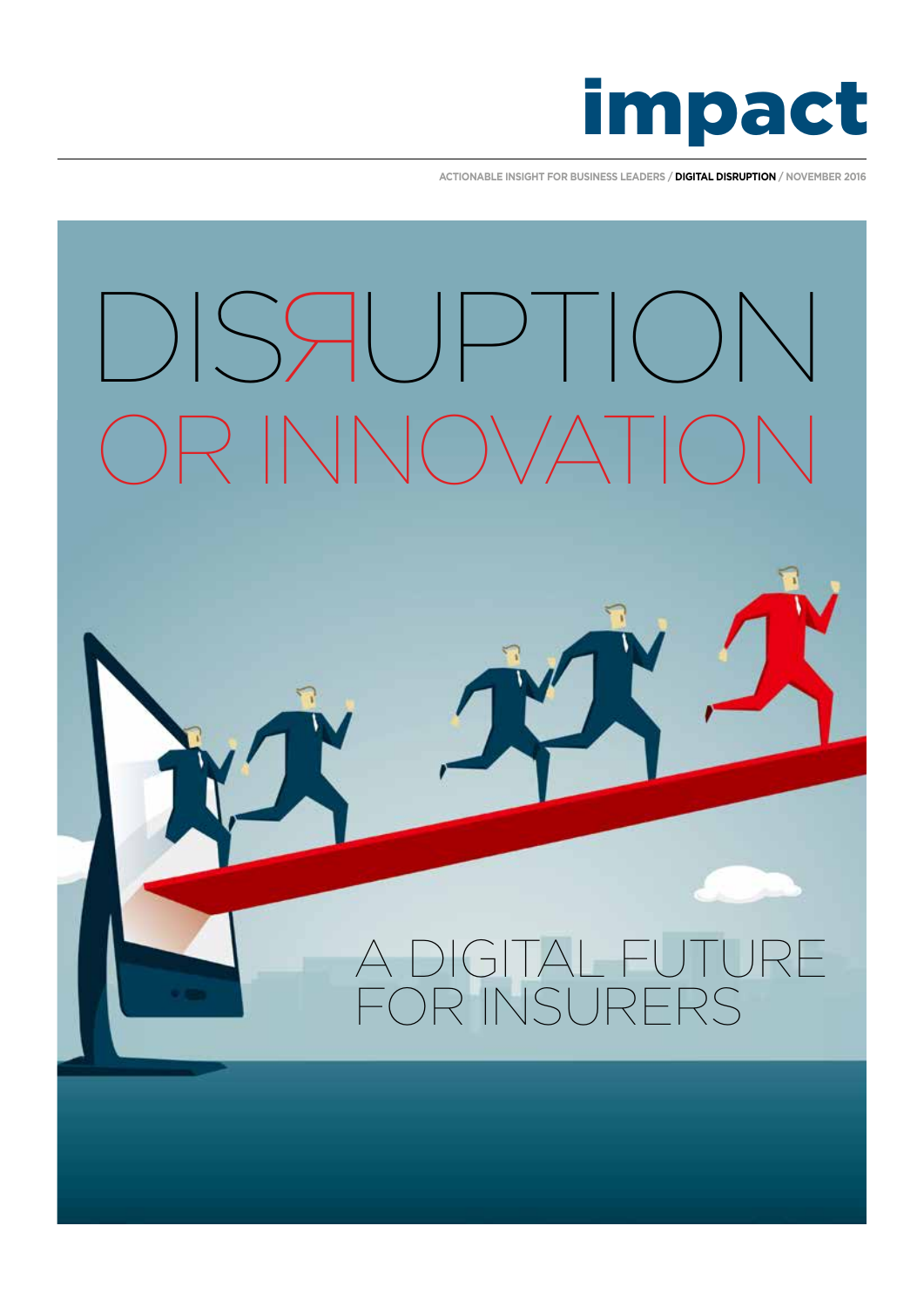# impact

ACTIONABLE INSIGHT FOR BUSINESS LEADERS / **DIGITAL DISRUPTION** / NOVEMBER 2016

# DISRUPTION OR INNOVATION

## A DIGITAL FUTURE FOR INSURERS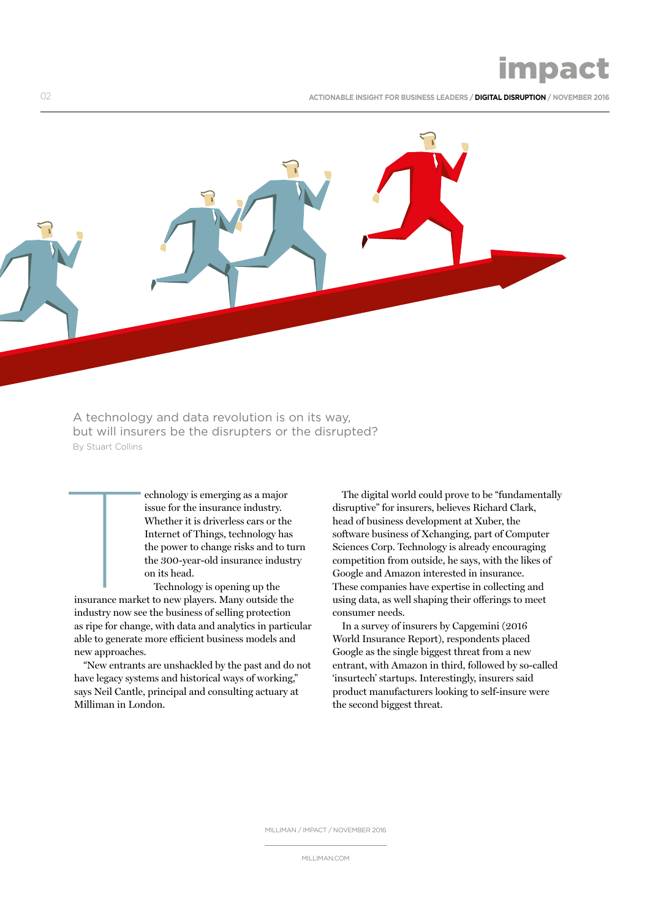A technology and data revolution is on its way, but will insurers be the disrupters or the disrupted?

By Stuart Collins

Technology is emerging as a major issue for the insurance industry. Whether it is driverless cars or the Internet of Things, technology has the power to change risks and to turn the 300-year-old insurance industry on its head.

Technology is opening up the insurance market to new players. Many outside the industry now see the business of selling protection as ripe for change, with data and analytics in particular able to generate more efficient business models and new approaches.

"New entrants are unshackled by the past and do not have legacy systems and historical ways of working," says Neil Cantle, principal and consulting actuary at Milliman in London.

The digital world could prove to be "fundamentally disruptive" for insurers, believes Richard Clark, head of business development at Xuber, the software business of Xchanging, part of Computer Sciences Corp. Technology is already encouraging competition from outside, he says, with the likes of Google and Amazon interested in insurance. These companies have expertise in collecting and using data, as well shaping their offerings to meet consumer needs.

In a survey of insurers by Capgemini (2016 World Insurance Report), respondents placed Google as the single biggest threat from a new entrant, with Amazon in third, followed by so-called 'insurtech' startups. Interestingly, insurers said product manufacturers looking to self-insure were the second biggest threat.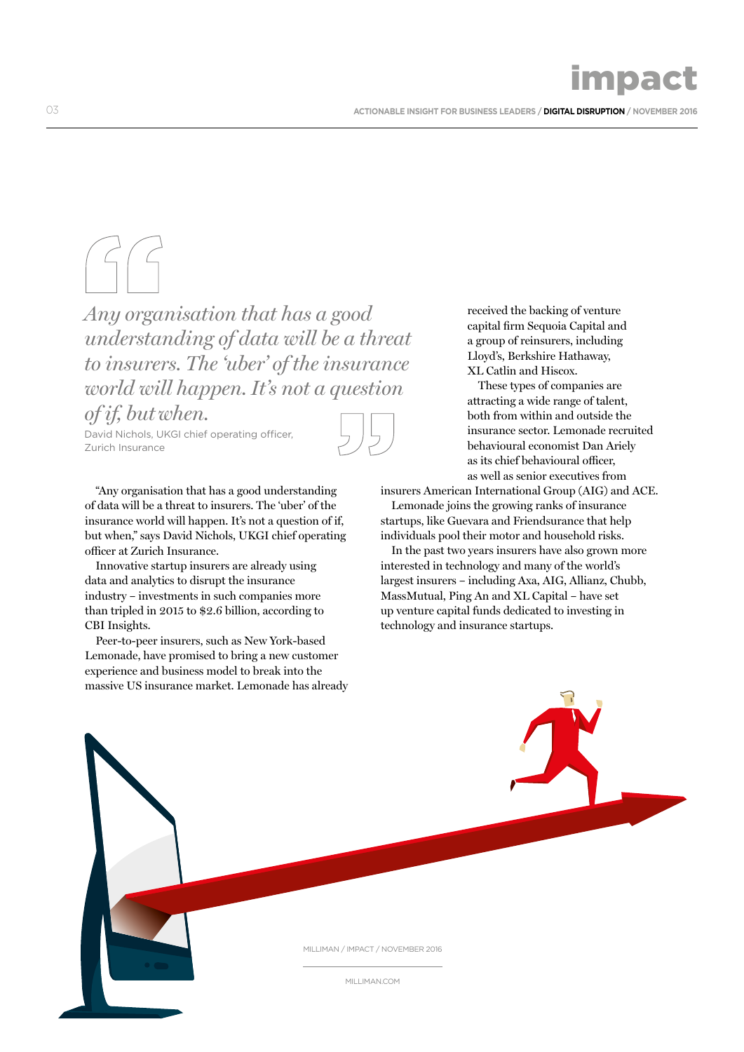> *Any organisation that has a good understanding of data will be a threat to insurers. The 'uber' of the insurance world will happen. It's not a question of if, but when.*
>
> David Nichols, UKGI chief operating officer, Zurich Insurance

"Any organisation that has a good understanding of data will be a threat to insurers. The 'uber' of the insurance world will happen. It's not a question of if, but when," says David Nichols, UKGI chief operating officer at Zurich Insurance.

Innovative startup insurers are already using data and analytics to disrupt the insurance industry – investments in such companies more than tripled in 2015 to $2.6 billion, according to CBI Insights.

Peer-to-peer insurers, such as New York-based Lemonade, have promised to bring a new customer experience and business model to break into the massive US insurance market. Lemonade has already received the backing of venture capital firm Sequoia Capital and a group of reinsurers, including Lloyd's, Berkshire Hathaway, XL Catlin and Hiscox.

These types of companies are attracting a wide range of talent, both from within and outside the insurance sector. Lemonade recruited behavioural economist Dan Ariely as its chief behavioural officer, as well as senior executives from insurers American International Group (AIG) and ACE.

Lemonade joins the growing ranks of insurance startups, like Guevara and Friendsurance that help individuals pool their motor and household risks.

In the past two years insurers have also grown more interested in technology and many of the world's largest insurers – including Axa, AIG, Allianz, Chubb, MassMutual, Ping An and XL Capital – have set up venture capital funds dedicated to investing in technology and insurance startups.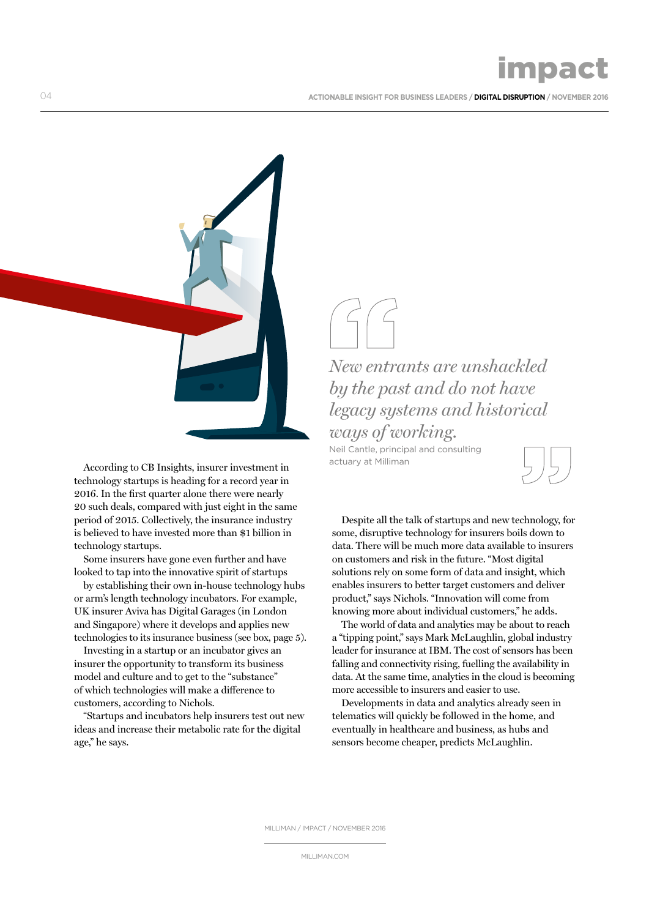According to CB Insights, insurer investment in technology startups is heading for a record year in 2016. In the first quarter alone there were nearly 20 such deals, compared with just eight in the same period of 2015. Collectively, the insurance industry is believed to have invested more than $1 billion in technology startups.

Some insurers have gone even further and have looked to tap into the innovative spirit of startups by establishing their own in-house technology hubs or arm's length technology incubators. For example, UK insurer Aviva has Digital Garages (in London and Singapore) where it develops and applies new technologies to its insurance business (see box, page 5).

Investing in a startup or an incubator gives an insurer the opportunity to transform its business model and culture and to get to the "substance" of which technologies will make a difference to customers, according to Nichols.

"Startups and incubators help insurers test out new ideas and increase their metabolic rate for the digital age," he says.

> *New entrants are unshackled by the past and do not have legacy systems and historical ways of working.*
>
> Neil Cantle, principal and consulting actuary at Milliman

Despite all the talk of startups and new technology, for some, disruptive technology for insurers boils down to data. There will be much more data available to insurers on customers and risk in the future. "Most digital solutions rely on some form of data and insight, which enables insurers to better target customers and deliver product," says Nichols. "Innovation will come from knowing more about individual customers," he adds.

The world of data and analytics may be about to reach a "tipping point," says Mark McLaughlin, global industry leader for insurance at IBM. The cost of sensors has been falling and connectivity rising, fuelling the availability in data. At the same time, analytics in the cloud is becoming more accessible to insurers and easier to use.

Developments in data and analytics already seen in telematics will quickly be followed in the home, and eventually in healthcare and business, as hubs and sensors become cheaper, predicts McLaughlin.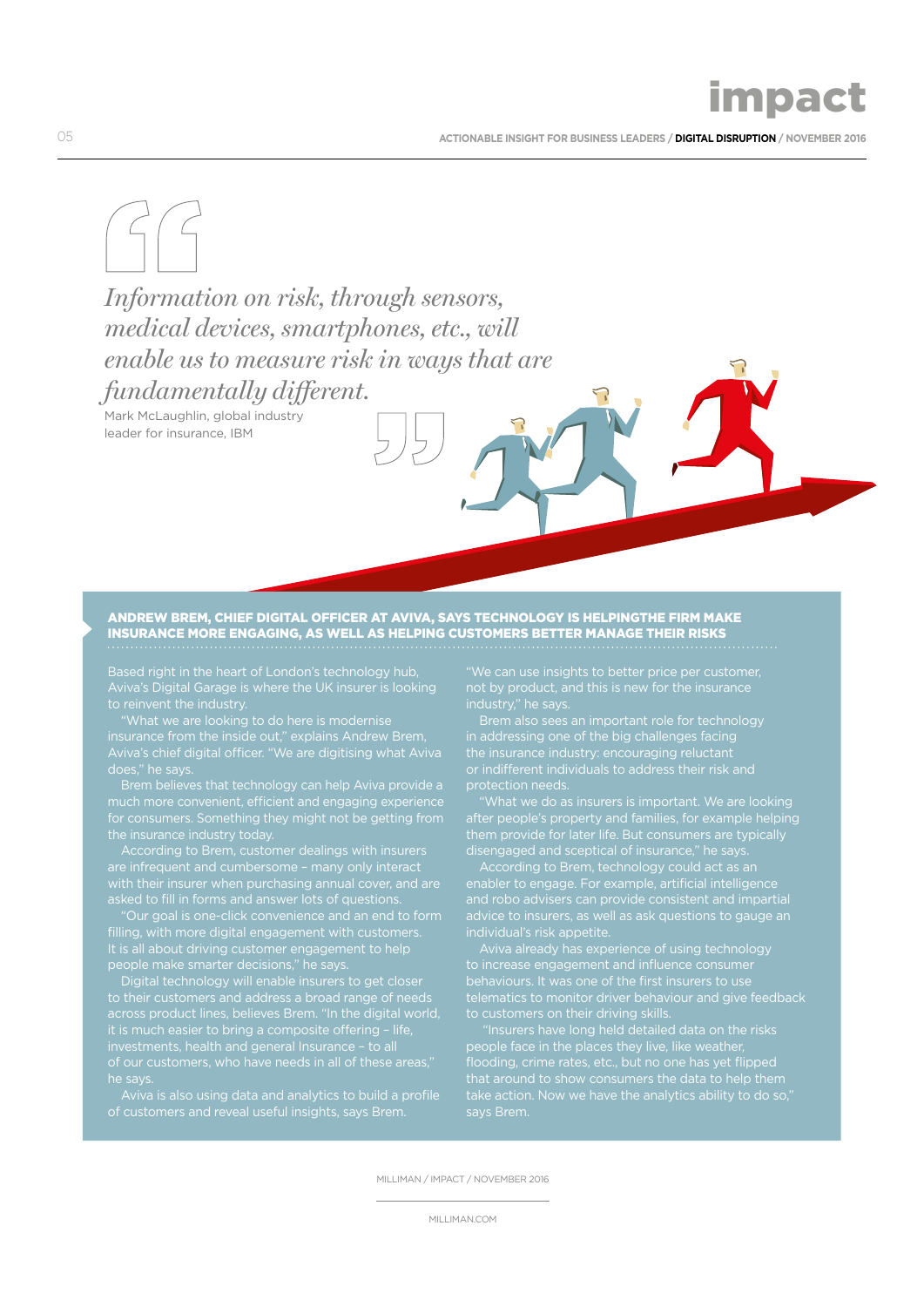> *Information on risk, through sensors, medical devices, smartphones, etc., will enable us to measure risk in ways that are fundamentally different.*
>
> Mark McLaughlin, global industry leader for insurance, IBM

**ANDREW BREM, CHIEF DIGITAL OFFICER AT AVIVA, SAYS TECHNOLOGY IS HELPINGTHE FIRM MAKE INSURANCE MORE ENGAGING, AS WELL AS HELPING CUSTOMERS BETTER MANAGE THEIR RISKS**

Based right in the heart of London's technology hub, Aviva's Digital Garage is where the UK insurer is looking to reinvent the industry.

"What we are looking to do here is modernise insurance from the inside out," explains Andrew Brem, Aviva's chief digital officer. "We are digitising what Aviva does," he says.

Brem believes that technology can help Aviva provide a much more convenient, efficient and engaging experience for consumers. Something they might not be getting from the insurance industry today.

According to Brem, customer dealings with insurers are infrequent and cumbersome – many only interact with their insurer when purchasing annual cover, and are asked to fill in forms and answer lots of questions.

"Our goal is one-click convenience and an end to form filling, with more digital engagement with customers. It is all about driving customer engagement to help people make smarter decisions," he says.

Digital technology will enable insurers to get closer to their customers and address a broad range of needs across product lines, believes Brem. "In the digital world, it is much easier to bring a composite offering – life, investments, health and general Insurance – to all of our customers, who have needs in all of these areas," he says.

Aviva is also using data and analytics to build a profile of customers and reveal useful insights, says Brem. "We can use insights to better price per customer, not by product, and this is new for the insurance industry," he says.

Brem also sees an important role for technology in addressing one of the big challenges facing the insurance industry: encouraging reluctant or indifferent individuals to address their risk and protection needs.

"What we do as insurers is important. We are looking after people's property and families, for example helping them provide for later life. But consumers are typically disengaged and sceptical of insurance," he says.

According to Brem, technology could act as an enabler to engage. For example, artificial intelligence and robo advisers can provide consistent and impartial advice to insurers, as well as ask questions to gauge an individual's risk appetite.

Aviva already has experience of using technology to increase engagement and influence consumer behaviours. It was one of the first insurers to use telematics to monitor driver behaviour and give feedback to customers on their driving skills.

"Insurers have long held detailed data on the risks people face in the places they live, like weather, flooding, crime rates, etc., but no one has yet flipped that around to show consumers the data to help them take action. Now we have the analytics ability to do so," says Brem.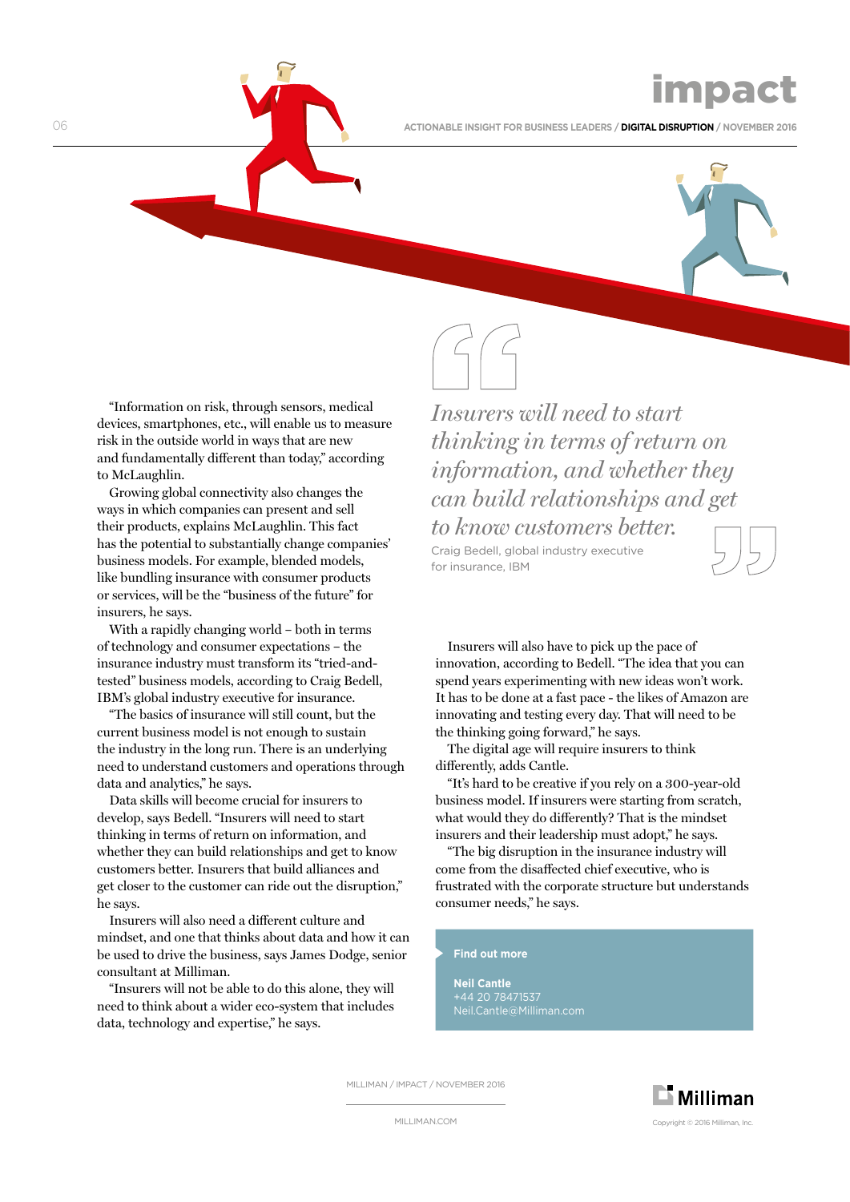"Information on risk, through sensors, medical devices, smartphones, etc., will enable us to measure risk in the outside world in ways that are new and fundamentally different than today," according to McLaughlin.

Growing global connectivity also changes the ways in which companies can present and sell their products, explains McLaughlin. This fact has the potential to substantially change companies' business models. For example, blended models, like bundling insurance with consumer products or services, will be the "business of the future" for insurers, he says.

With a rapidly changing world – both in terms of technology and consumer expectations – the insurance industry must transform its "tried-and-tested" business models, according to Craig Bedell, IBM's global industry executive for insurance.

"The basics of insurance will still count, but the current business model is not enough to sustain the industry in the long run. There is an underlying need to understand customers and operations through data and analytics," he says.

Data skills will become crucial for insurers to develop, says Bedell. "Insurers will need to start thinking in terms of return on information, and whether they can build relationships and get to know customers better. Insurers that build alliances and get closer to the customer can ride out the disruption," he says.

Insurers will also need a different culture and mindset, and one that thinks about data and how it can be used to drive the business, says James Dodge, senior consultant at Milliman.

"Insurers will not be able to do this alone, they will need to think about a wider eco-system that includes data, technology and expertise," he says.

> *Insurers will need to start thinking in terms of return on information, and whether they can build relationships and get to know customers better.*
>
> Craig Bedell, global industry executive for insurance, IBM

Insurers will also have to pick up the pace of innovation, according to Bedell. "The idea that you can spend years experimenting with new ideas won't work. It has to be done at a fast pace - the likes of Amazon are innovating and testing every day. That will need to be the thinking going forward," he says.

The digital age will require insurers to think differently, adds Cantle.

"It's hard to be creative if you rely on a 300-year-old business model. If insurers were starting from scratch, what would they do differently? That is the mindset insurers and their leadership must adopt," he says.

"The big disruption in the insurance industry will come from the disaffected chief executive, who is frustrated with the corporate structure but understands consumer needs," he says.

**Find out more**

**Neil Cantle**
+44 20 78471537
Neil.Cantle@Milliman.com

MILLIMAN / IMPACT / NOVEMBER 2016

MILLIMAN.COM

Milliman

Copyright © 2016 Milliman, Inc.